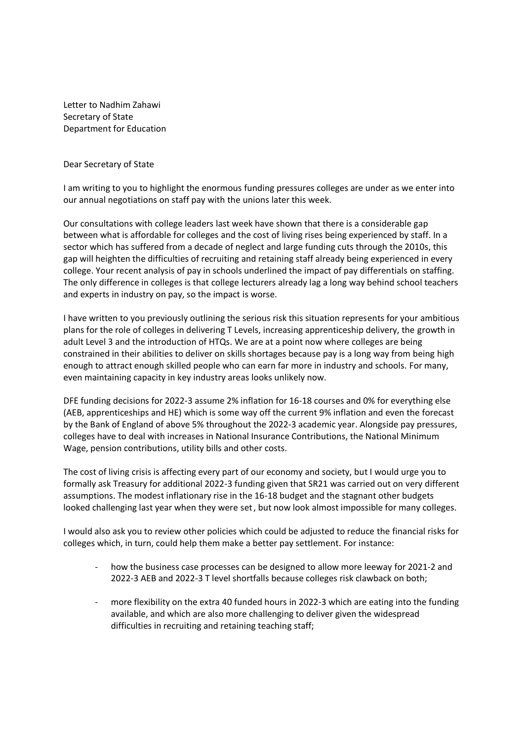Letter to Nadhim Zahawi
Secretary of State
Department for Education

Dear Secretary of State

I am writing to you to highlight the enormous funding pressures colleges are under as we enter into our annual negotiations on staff pay with the unions later this week.

Our consultations with college leaders last week have shown that there is a considerable gap between what is affordable for colleges and the cost of living rises being experienced by staff. In a sector which has suffered from a decade of neglect and large funding cuts through the 2010s, this gap will heighten the difficulties of recruiting and retaining staff already being experienced in every college. Your recent analysis of pay in schools underlined the impact of pay differentials on staffing. The only difference in colleges is that college lecturers already lag a long way behind school teachers and experts in industry on pay, so the impact is worse.

I have written to you previously outlining the serious risk this situation represents for your ambitious plans for the role of colleges in delivering T Levels, increasing apprenticeship delivery, the growth in adult Level 3 and the introduction of HTQs. We are at a point now where colleges are being constrained in their abilities to deliver on skills shortages because pay is a long way from being high enough to attract enough skilled people who can earn far more in industry and schools. For many, even maintaining capacity in key industry areas looks unlikely now.

DFE funding decisions for 2022-3 assume 2% inflation for 16-18 courses and 0% for everything else (AEB, apprenticeships and HE) which is some way off the current 9% inflation and even the forecast by the Bank of England of above 5% throughout the 2022-3 academic year. Alongside pay pressures, colleges have to deal with increases in National Insurance Contributions, the National Minimum Wage, pension contributions, utility bills and other costs.

The cost of living crisis is affecting every part of our economy and society, but I would urge you to formally ask Treasury for additional 2022-3 funding given that SR21 was carried out on very different assumptions. The modest inflationary rise in the 16-18 budget and the stagnant other budgets looked challenging last year when they were set, but now look almost impossible for many colleges.

I would also ask you to review other policies which could be adjusted to reduce the financial risks for colleges which, in turn, could help them make a better pay settlement. For instance:

- how the business case processes can be designed to allow more leeway for 2021-2 and 2022-3 AEB and 2022-3 T level shortfalls because colleges risk clawback on both;

- more flexibility on the extra 40 funded hours in 2022-3 which are eating into the funding available, and which are also more challenging to deliver given the widespread difficulties in recruiting and retaining teaching staff;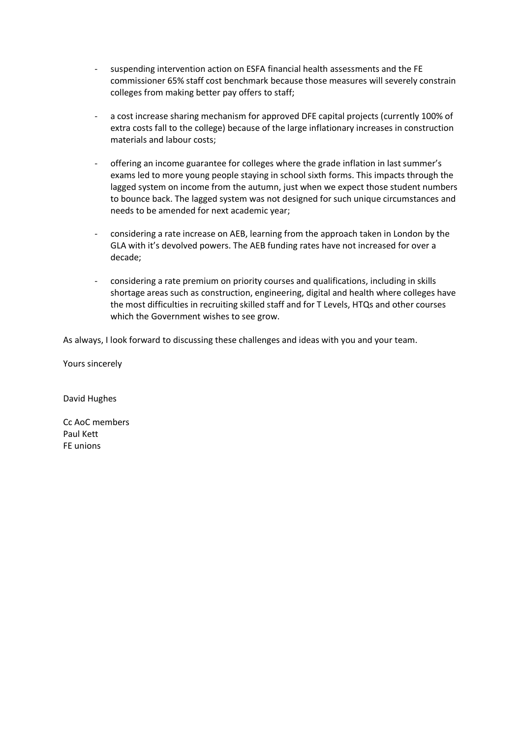- suspending intervention action on ESFA financial health assessments and the FE commissioner 65% staff cost benchmark because those measures will severely constrain colleges from making better pay offers to staff;

- a cost increase sharing mechanism for approved DFE capital projects (currently 100% of extra costs fall to the college) because of the large inflationary increases in construction materials and labour costs;

- offering an income guarantee for colleges where the grade inflation in last summer's exams led to more young people staying in school sixth forms. This impacts through the lagged system on income from the autumn, just when we expect those student numbers to bounce back. The lagged system was not designed for such unique circumstances and needs to be amended for next academic year;

- considering a rate increase on AEB, learning from the approach taken in London by the GLA with it's devolved powers. The AEB funding rates have not increased for over a decade;

- considering a rate premium on priority courses and qualifications, including in skills shortage areas such as construction, engineering, digital and health where colleges have the most difficulties in recruiting skilled staff and for T Levels, HTQs and other courses which the Government wishes to see grow.

As always, I look forward to discussing these challenges and ideas with you and your team.

Yours sincerely

David Hughes

Cc AoC members
Paul Kett
FE unions